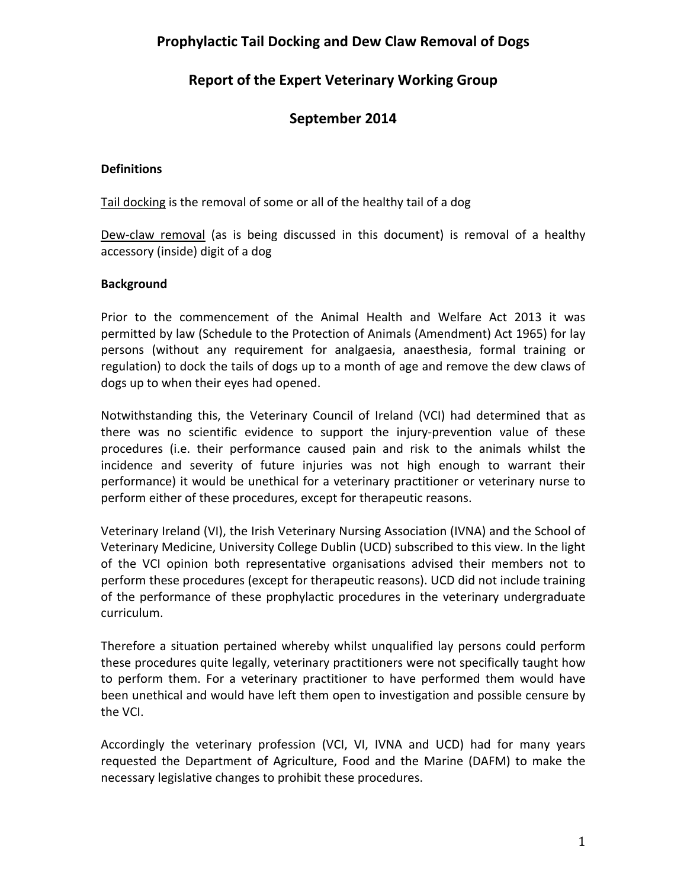# Prophylactic Tail Docking and Dew Claw Removal of Dogs

## Report of the Expert Veterinary Working Group

## September 2014

**Definitions**

Tail docking is the removal of some or all of the healthy tail of a dog

Dew-claw removal (as is being discussed in this document) is removal of a healthy accessory (inside) digit of a dog

**Background**

Prior to the commencement of the Animal Health and Welfare Act 2013 it was permitted by law (Schedule to the Protection of Animals (Amendment) Act 1965) for lay persons (without any requirement for analgaesia, anaesthesia, formal training or regulation) to dock the tails of dogs up to a month of age and remove the dew claws of dogs up to when their eyes had opened.

Notwithstanding this, the Veterinary Council of Ireland (VCI) had determined that as there was no scientific evidence to support the injury-prevention value of these procedures (i.e. their performance caused pain and risk to the animals whilst the incidence and severity of future injuries was not high enough to warrant their performance) it would be unethical for a veterinary practitioner or veterinary nurse to perform either of these procedures, except for therapeutic reasons.

Veterinary Ireland (VI), the Irish Veterinary Nursing Association (IVNA) and the School of Veterinary Medicine, University College Dublin (UCD) subscribed to this view. In the light of the VCI opinion both representative organisations advised their members not to perform these procedures (except for therapeutic reasons). UCD did not include training of the performance of these prophylactic procedures in the veterinary undergraduate curriculum.

Therefore a situation pertained whereby whilst unqualified lay persons could perform these procedures quite legally, veterinary practitioners were not specifically taught how to perform them. For a veterinary practitioner to have performed them would have been unethical and would have left them open to investigation and possible censure by the VCI.

Accordingly the veterinary profession (VCI, VI, IVNA and UCD) had for many years requested the Department of Agriculture, Food and the Marine (DAFM) to make the necessary legislative changes to prohibit these procedures.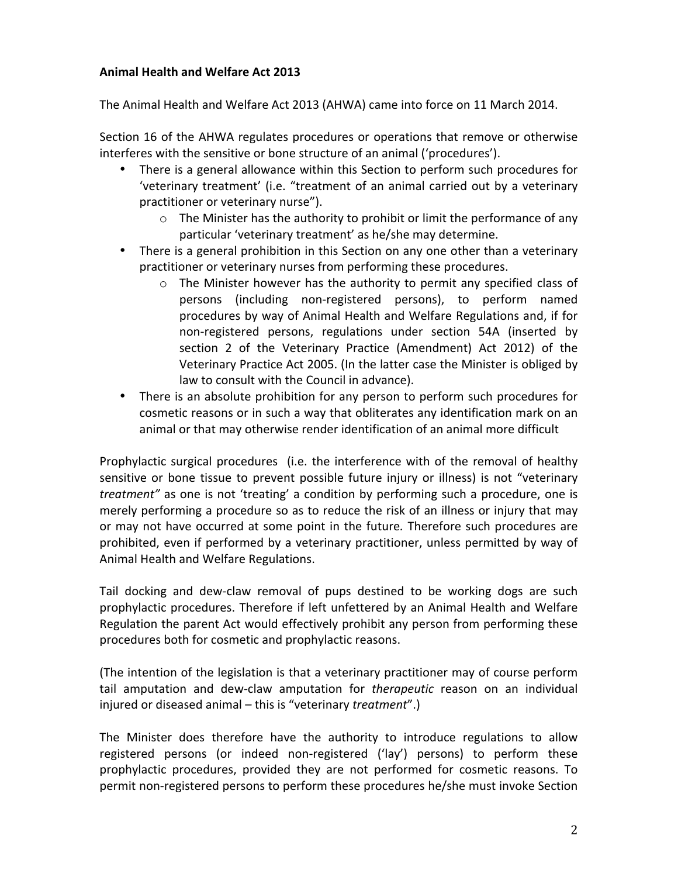**Animal Health and Welfare Act 2013**

The Animal Health and Welfare Act 2013 (AHWA) came into force on 11 March 2014.

Section 16 of the AHWA regulates procedures or operations that remove or otherwise interferes with the sensitive or bone structure of an animal ('procedures').

- There is a general allowance within this Section to perform such procedures for 'veterinary treatment' (i.e. "treatment of an animal carried out by a veterinary practitioner or veterinary nurse").
    - The Minister has the authority to prohibit or limit the performance of any particular 'veterinary treatment' as he/she may determine.
- There is a general prohibition in this Section on any one other than a veterinary practitioner or veterinary nurses from performing these procedures.
    - The Minister however has the authority to permit any specified class of persons (including non-registered persons), to perform named procedures by way of Animal Health and Welfare Regulations and, if for non-registered persons, regulations under section 54A (inserted by section 2 of the Veterinary Practice (Amendment) Act 2012) of the Veterinary Practice Act 2005. (In the latter case the Minister is obliged by law to consult with the Council in advance).
- There is an absolute prohibition for any person to perform such procedures for cosmetic reasons or in such a way that obliterates any identification mark on an animal or that may otherwise render identification of an animal more difficult

Prophylactic surgical procedures (i.e. the interference with of the removal of healthy sensitive or bone tissue to prevent possible future injury or illness) is not "veterinary *treatment"* as one is not 'treating' a condition by performing such a procedure, one is merely performing a procedure so as to reduce the risk of an illness or injury that may or may not have occurred at some point in the future*.* Therefore such procedures are prohibited, even if performed by a veterinary practitioner, unless permitted by way of Animal Health and Welfare Regulations.

Tail docking and dew-claw removal of pups destined to be working dogs are such prophylactic procedures. Therefore if left unfettered by an Animal Health and Welfare Regulation the parent Act would effectively prohibit any person from performing these procedures both for cosmetic and prophylactic reasons.

(The intention of the legislation is that a veterinary practitioner may of course perform tail amputation and dew-claw amputation for *therapeutic* reason on an individual injured or diseased animal – this is "veterinary *treatment*".)

The Minister does therefore have the authority to introduce regulations to allow registered persons (or indeed non-registered ('lay') persons) to perform these prophylactic procedures, provided they are not performed for cosmetic reasons. To permit non-registered persons to perform these procedures he/she must invoke Section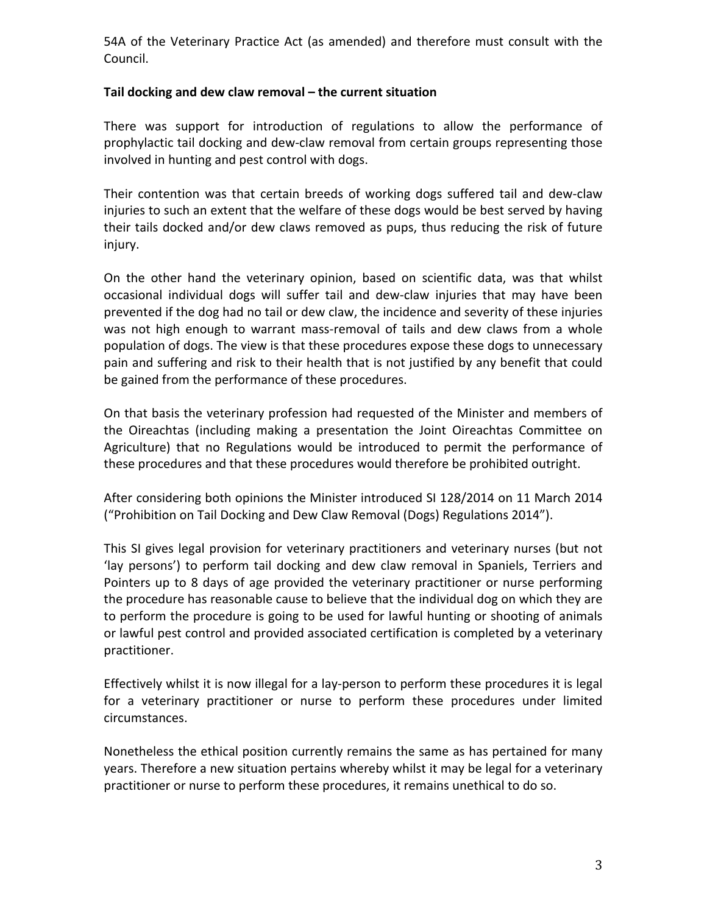54A of the Veterinary Practice Act (as amended) and therefore must consult with the Council.

**Tail docking and dew claw removal – the current situation**

There was support for introduction of regulations to allow the performance of prophylactic tail docking and dew-claw removal from certain groups representing those involved in hunting and pest control with dogs.

Their contention was that certain breeds of working dogs suffered tail and dew-claw injuries to such an extent that the welfare of these dogs would be best served by having their tails docked and/or dew claws removed as pups, thus reducing the risk of future injury.

On the other hand the veterinary opinion, based on scientific data, was that whilst occasional individual dogs will suffer tail and dew-claw injuries that may have been prevented if the dog had no tail or dew claw, the incidence and severity of these injuries was not high enough to warrant mass-removal of tails and dew claws from a whole population of dogs. The view is that these procedures expose these dogs to unnecessary pain and suffering and risk to their health that is not justified by any benefit that could be gained from the performance of these procedures.

On that basis the veterinary profession had requested of the Minister and members of the Oireachtas (including making a presentation the Joint Oireachtas Committee on Agriculture) that no Regulations would be introduced to permit the performance of these procedures and that these procedures would therefore be prohibited outright.

After considering both opinions the Minister introduced SI 128/2014 on 11 March 2014 ("Prohibition on Tail Docking and Dew Claw Removal (Dogs) Regulations 2014").

This SI gives legal provision for veterinary practitioners and veterinary nurses (but not 'lay persons') to perform tail docking and dew claw removal in Spaniels, Terriers and Pointers up to 8 days of age provided the veterinary practitioner or nurse performing the procedure has reasonable cause to believe that the individual dog on which they are to perform the procedure is going to be used for lawful hunting or shooting of animals or lawful pest control and provided associated certification is completed by a veterinary practitioner.

Effectively whilst it is now illegal for a lay-person to perform these procedures it is legal for a veterinary practitioner or nurse to perform these procedures under limited circumstances.

Nonetheless the ethical position currently remains the same as has pertained for many years. Therefore a new situation pertains whereby whilst it may be legal for a veterinary practitioner or nurse to perform these procedures, it remains unethical to do so.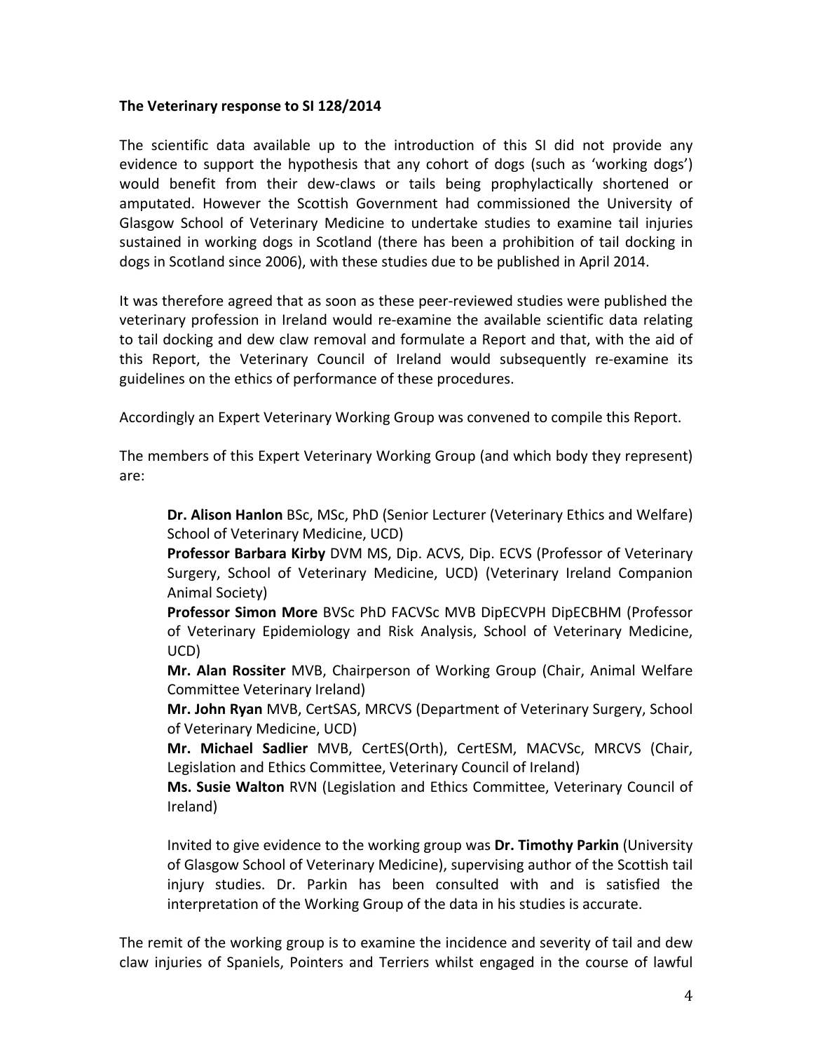**The Veterinary response to SI 128/2014**

The scientific data available up to the introduction of this SI did not provide any evidence to support the hypothesis that any cohort of dogs (such as 'working dogs') would benefit from their dew-claws or tails being prophylactically shortened or amputated. However the Scottish Government had commissioned the University of Glasgow School of Veterinary Medicine to undertake studies to examine tail injuries sustained in working dogs in Scotland (there has been a prohibition of tail docking in dogs in Scotland since 2006), with these studies due to be published in April 2014.

It was therefore agreed that as soon as these peer-reviewed studies were published the veterinary profession in Ireland would re-examine the available scientific data relating to tail docking and dew claw removal and formulate a Report and that, with the aid of this Report, the Veterinary Council of Ireland would subsequently re-examine its guidelines on the ethics of performance of these procedures.

Accordingly an Expert Veterinary Working Group was convened to compile this Report.

The members of this Expert Veterinary Working Group (and which body they represent) are:

> **Dr. Alison Hanlon** BSc, MSc, PhD (Senior Lecturer (Veterinary Ethics and Welfare) School of Veterinary Medicine, UCD)
>
> **Professor Barbara Kirby** DVM MS, Dip. ACVS, Dip. ECVS (Professor of Veterinary Surgery, School of Veterinary Medicine, UCD) (Veterinary Ireland Companion Animal Society)
>
> **Professor Simon More** BVSc PhD FACVSc MVB DipECVPH DipECBHM (Professor of Veterinary Epidemiology and Risk Analysis, School of Veterinary Medicine, UCD)
>
> **Mr. Alan Rossiter** MVB, Chairperson of Working Group (Chair, Animal Welfare Committee Veterinary Ireland)
>
> **Mr. John Ryan** MVB, CertSAS, MRCVS (Department of Veterinary Surgery, School of Veterinary Medicine, UCD)
>
> **Mr. Michael Sadlier** MVB, CertES(Orth), CertESM, MACVSc, MRCVS (Chair, Legislation and Ethics Committee, Veterinary Council of Ireland)
>
> **Ms. Susie Walton** RVN (Legislation and Ethics Committee, Veterinary Council of Ireland)
>
> Invited to give evidence to the working group was **Dr. Timothy Parkin** (University of Glasgow School of Veterinary Medicine), supervising author of the Scottish tail injury studies. Dr. Parkin has been consulted with and is satisfied the interpretation of the Working Group of the data in his studies is accurate.

The remit of the working group is to examine the incidence and severity of tail and dew claw injuries of Spaniels, Pointers and Terriers whilst engaged in the course of lawful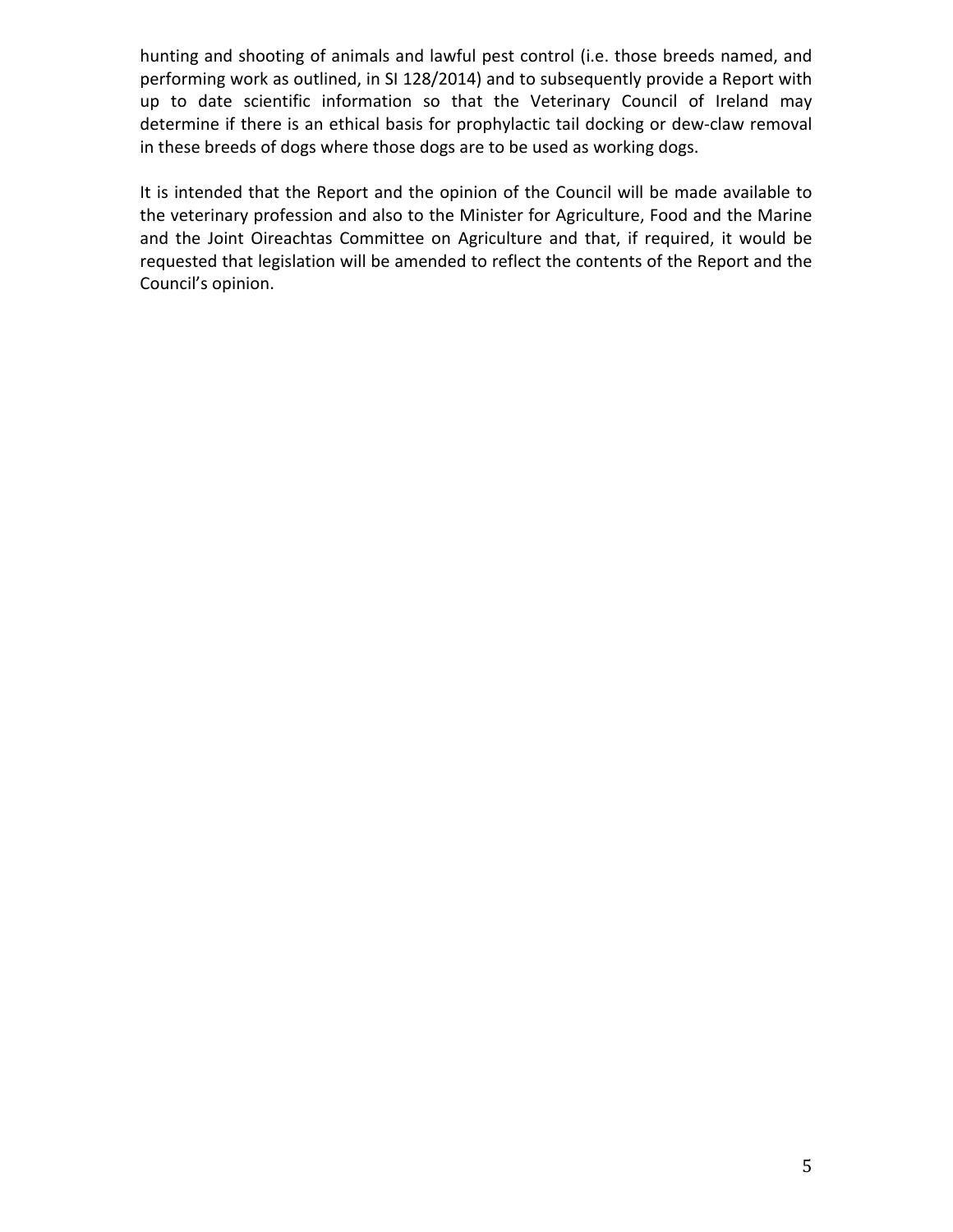hunting and shooting of animals and lawful pest control (i.e. those breeds named, and performing work as outlined, in SI 128/2014) and to subsequently provide a Report with up to date scientific information so that the Veterinary Council of Ireland may determine if there is an ethical basis for prophylactic tail docking or dew-claw removal in these breeds of dogs where those dogs are to be used as working dogs.

It is intended that the Report and the opinion of the Council will be made available to the veterinary profession and also to the Minister for Agriculture, Food and the Marine and the Joint Oireachtas Committee on Agriculture and that, if required, it would be requested that legislation will be amended to reflect the contents of the Report and the Council's opinion.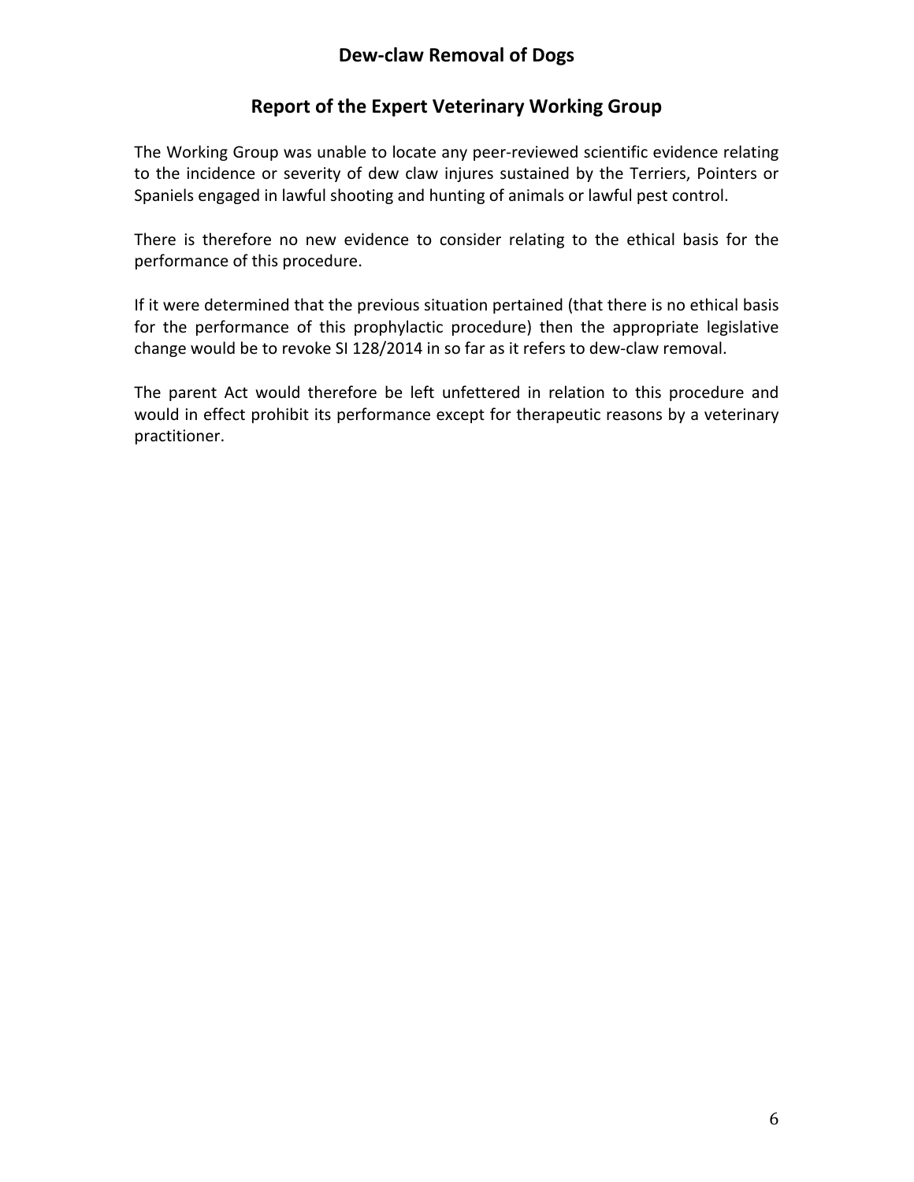## Dew-claw Removal of Dogs

## Report of the Expert Veterinary Working Group

The Working Group was unable to locate any peer-reviewed scientific evidence relating to the incidence or severity of dew claw injures sustained by the Terriers, Pointers or Spaniels engaged in lawful shooting and hunting of animals or lawful pest control.

There is therefore no new evidence to consider relating to the ethical basis for the performance of this procedure.

If it were determined that the previous situation pertained (that there is no ethical basis for the performance of this prophylactic procedure) then the appropriate legislative change would be to revoke SI 128/2014 in so far as it refers to dew-claw removal.

The parent Act would therefore be left unfettered in relation to this procedure and would in effect prohibit its performance except for therapeutic reasons by a veterinary practitioner.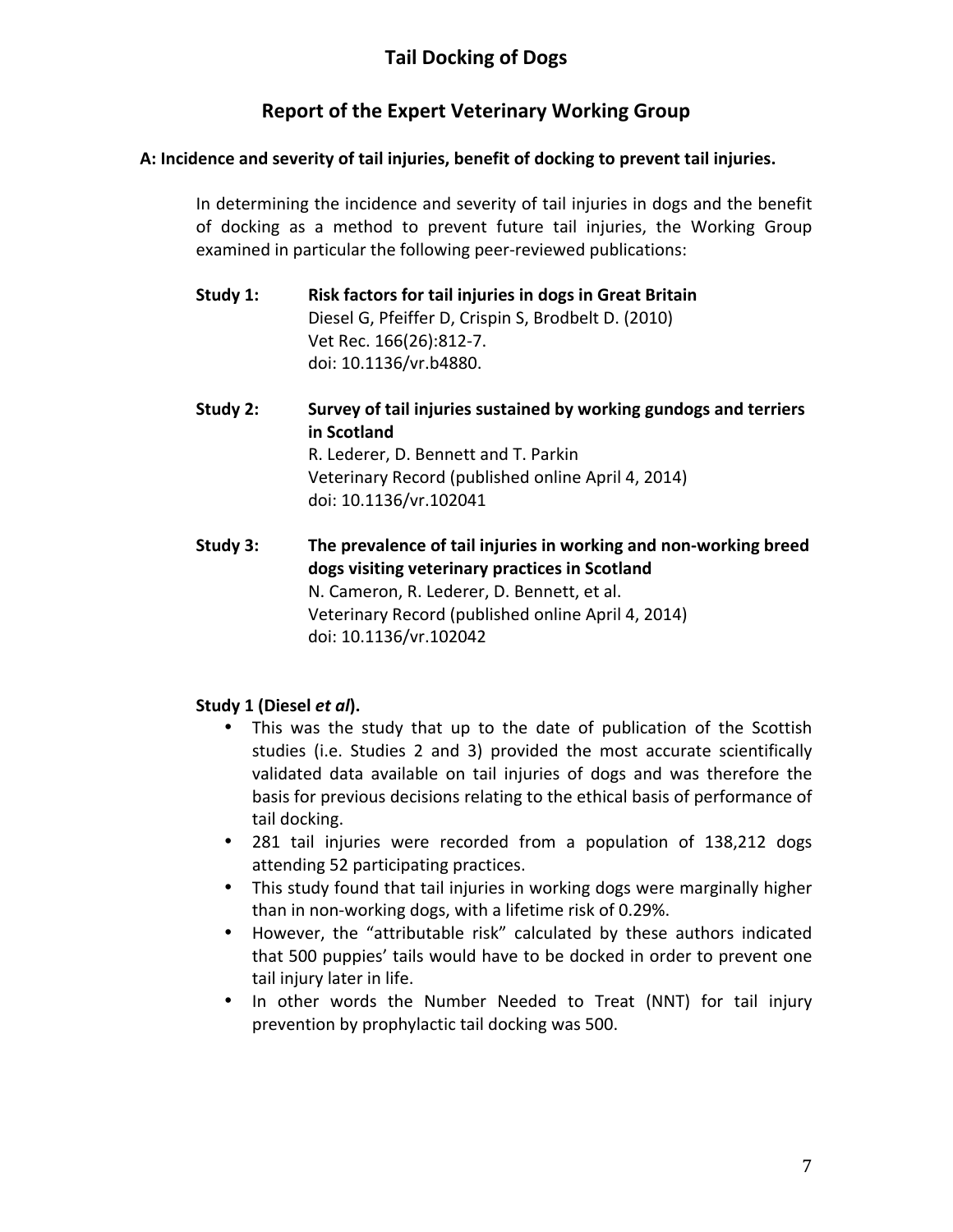# Tail Docking of Dogs

## Report of the Expert Veterinary Working Group

### A: Incidence and severity of tail injuries, benefit of docking to prevent tail injuries.

In determining the incidence and severity of tail injuries in dogs and the benefit of docking as a method to prevent future tail injuries, the Working Group examined in particular the following peer-reviewed publications:

**Study 1:** **Risk factors for tail injuries in dogs in Great Britain**
Diesel G, Pfeiffer D, Crispin S, Brodbelt D. (2010)
Vet Rec. 166(26):812-7.
doi: 10.1136/vr.b4880.

**Study 2:** **Survey of tail injuries sustained by working gundogs and terriers in Scotland**
R. Lederer, D. Bennett and T. Parkin
Veterinary Record (published online April 4, 2014)
doi: 10.1136/vr.102041

**Study 3:** **The prevalence of tail injuries in working and non-working breed dogs visiting veterinary practices in Scotland**
N. Cameron, R. Lederer, D. Bennett, et al.
Veterinary Record (published online April 4, 2014)
doi: 10.1136/vr.102042

**Study 1 (Diesel *et al*).**

- This was the study that up to the date of publication of the Scottish studies (i.e. Studies 2 and 3) provided the most accurate scientifically validated data available on tail injuries of dogs and was therefore the basis for previous decisions relating to the ethical basis of performance of tail docking.
- 281 tail injuries were recorded from a population of 138,212 dogs attending 52 participating practices.
- This study found that tail injuries in working dogs were marginally higher than in non-working dogs, with a lifetime risk of 0.29%.
- However, the "attributable risk" calculated by these authors indicated that 500 puppies' tails would have to be docked in order to prevent one tail injury later in life.
- In other words the Number Needed to Treat (NNT) for tail injury prevention by prophylactic tail docking was 500.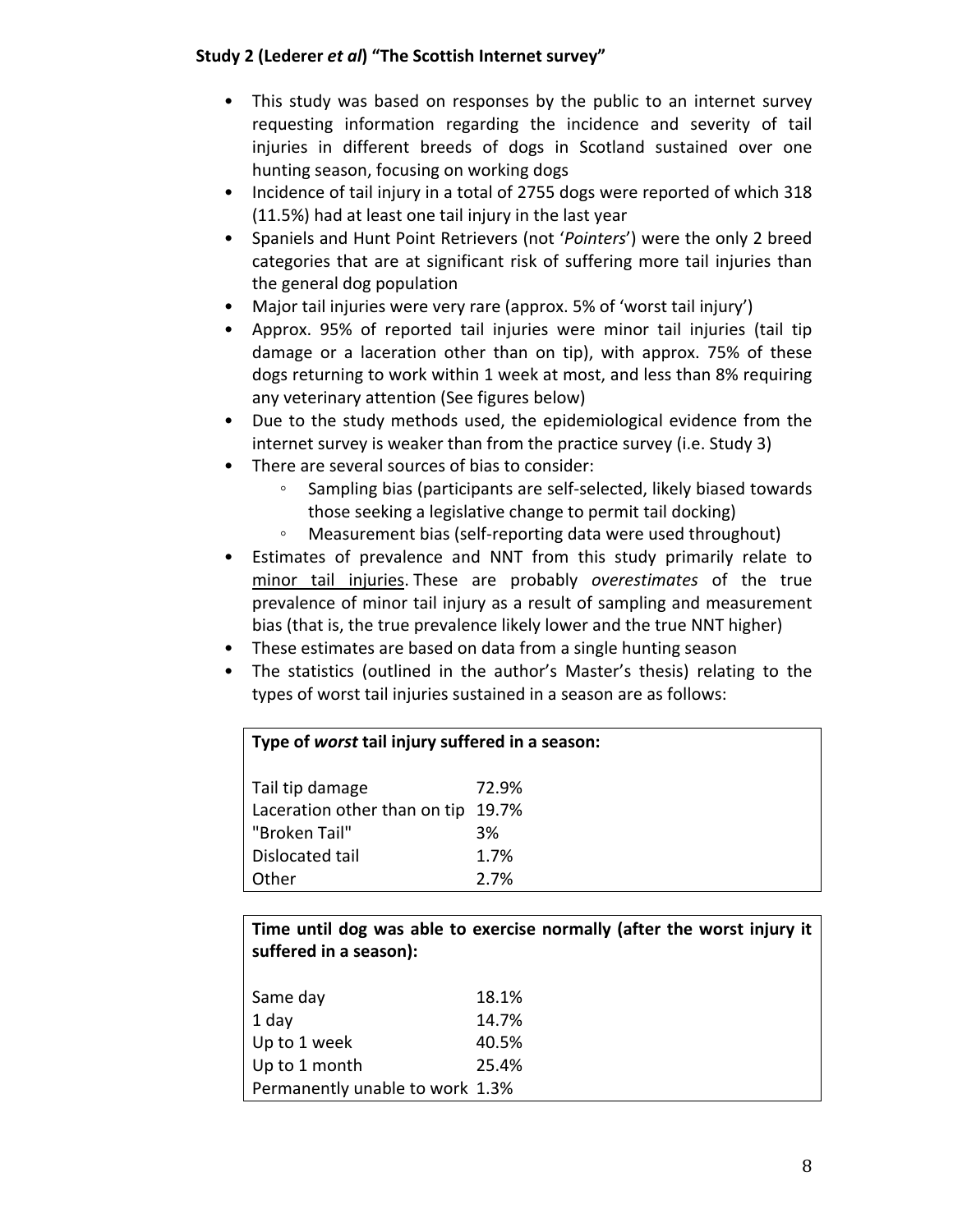**Study 2 (Lederer *et al*) "The Scottish Internet survey"**

- This study was based on responses by the public to an internet survey requesting information regarding the incidence and severity of tail injuries in different breeds of dogs in Scotland sustained over one hunting season, focusing on working dogs
- Incidence of tail injury in a total of 2755 dogs were reported of which 318 (11.5%) had at least one tail injury in the last year
- Spaniels and Hunt Point Retrievers (not '*Pointers*') were the only 2 breed categories that are at significant risk of suffering more tail injuries than the general dog population
- Major tail injuries were very rare (approx. 5% of 'worst tail injury')
- Approx. 95% of reported tail injuries were minor tail injuries (tail tip damage or a laceration other than on tip), with approx. 75% of these dogs returning to work within 1 week at most, and less than 8% requiring any veterinary attention (See figures below)
- Due to the study methods used, the epidemiological evidence from the internet survey is weaker than from the practice survey (i.e. Study 3)
- There are several sources of bias to consider:
  - Sampling bias (participants are self-selected, likely biased towards those seeking a legislative change to permit tail docking)
  - Measurement bias (self-reporting data were used throughout)
- Estimates of prevalence and NNT from this study primarily relate to <u>minor tail injuries</u>. These are probably *overestimates* of the true prevalence of minor tail injury as a result of sampling and measurement bias (that is, the true prevalence likely lower and the true NNT higher)
- These estimates are based on data from a single hunting season
- The statistics (outlined in the author's Master's thesis) relating to the types of worst tail injuries sustained in a season are as follows:

| **Type of *worst* tail injury suffered in a season:** | |
|---|---|
| Tail tip damage | 72.9% |
| Laceration other than on tip | 19.7% |
| "Broken Tail" | 3% |
| Dislocated tail | 1.7% |
| Other | 2.7% |

| **Time until dog was able to exercise normally (after the worst injury it suffered in a season):** | |
|---|---|
| Same day | 18.1% |
| 1 day | 14.7% |
| Up to 1 week | 40.5% |
| Up to 1 month | 25.4% |
| Permanently unable to work | 1.3% |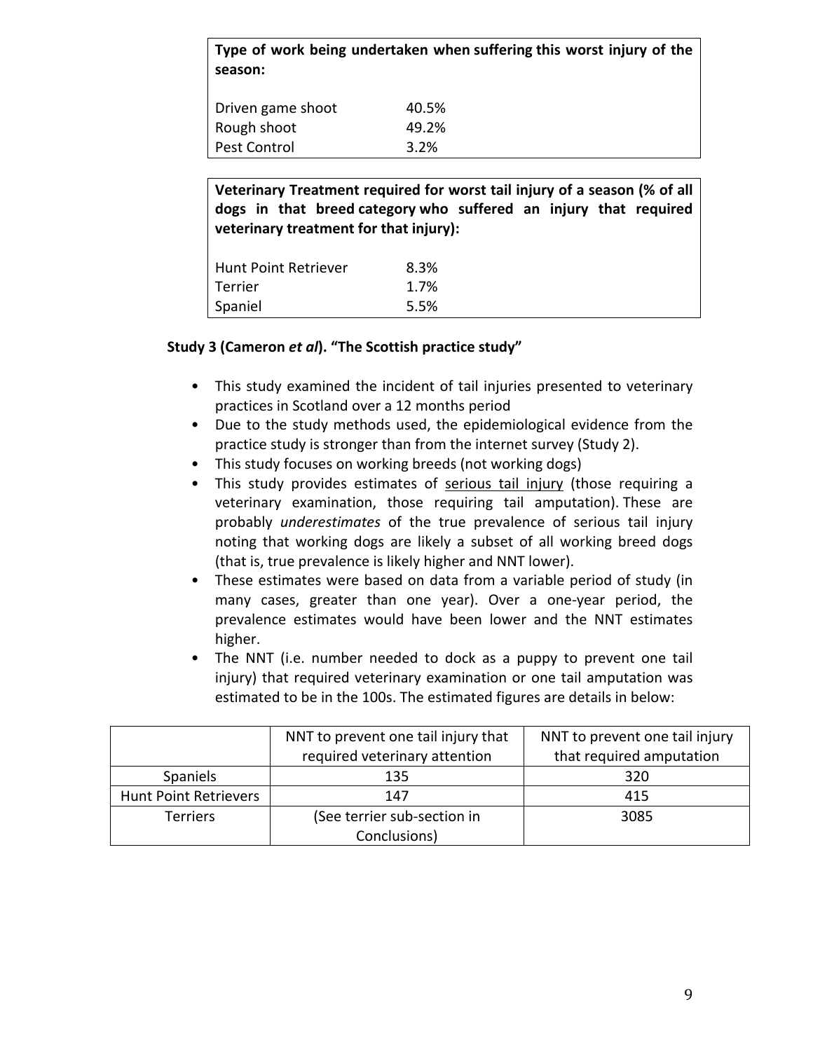**Type of work being undertaken when suffering this worst injury of the season:**

| | |
|---|---|
| Driven game shoot | 40.5% |
| Rough shoot | 49.2% |
| Pest Control | 3.2% |

**Veterinary Treatment required for worst tail injury of a season (% of all dogs in that breed category who suffered an injury that required veterinary treatment for that injury):**

| | |
|---|---|
| Hunt Point Retriever | 8.3% |
| Terrier | 1.7% |
| Spaniel | 5.5% |

### Study 3 (Cameron *et al*). "The Scottish practice study"

- This study examined the incident of tail injuries presented to veterinary practices in Scotland over a 12 months period
- Due to the study methods used, the epidemiological evidence from the practice study is stronger than from the internet survey (Study 2).
- This study focuses on working breeds (not working dogs)
- This study provides estimates of <u>serious tail injury</u> (those requiring a veterinary examination, those requiring tail amputation). These are probably *underestimates* of the true prevalence of serious tail injury noting that working dogs are likely a subset of all working breed dogs (that is, true prevalence is likely higher and NNT lower).
- These estimates were based on data from a variable period of study (in many cases, greater than one year). Over a one-year period, the prevalence estimates would have been lower and the NNT estimates higher.
- The NNT (i.e. number needed to dock as a puppy to prevent one tail injury) that required veterinary examination or one tail amputation was estimated to be in the 100s. The estimated figures are details in below:

| | NNT to prevent one tail injury that required veterinary attention | NNT to prevent one tail injury that required amputation |
|---|---|---|
| Spaniels | 135 | 320 |
| Hunt Point Retrievers | 147 | 415 |
| Terriers | (See terrier sub-section in Conclusions) | 3085 |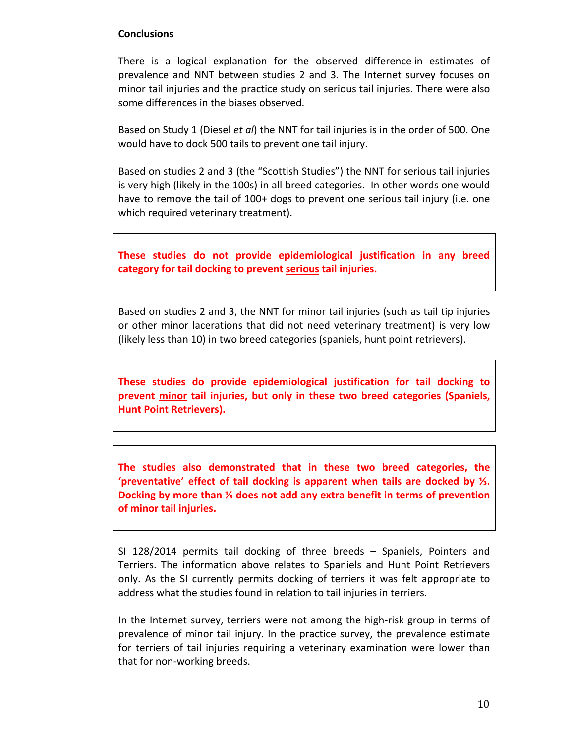**Conclusions**

There is a logical explanation for the observed difference in estimates of prevalence and NNT between studies 2 and 3. The Internet survey focuses on minor tail injuries and the practice study on serious tail injuries. There were also some differences in the biases observed.

Based on Study 1 (Diesel *et al*) the NNT for tail injuries is in the order of 500. One would have to dock 500 tails to prevent one tail injury.

Based on studies 2 and 3 (the "Scottish Studies") the NNT for serious tail injuries is very high (likely in the 100s) in all breed categories. In other words one would have to remove the tail of 100+ dogs to prevent one serious tail injury (i.e. one which required veterinary treatment).

> **These studies do not provide epidemiological justification in any breed category for tail docking to prevent <u>serious</u> tail injuries.**

Based on studies 2 and 3, the NNT for minor tail injuries (such as tail tip injuries or other minor lacerations that did not need veterinary treatment) is very low (likely less than 10) in two breed categories (spaniels, hunt point retrievers).

> **These studies do provide epidemiological justification for tail docking to prevent <u>minor</u> tail injuries, but only in these two breed categories (Spaniels, Hunt Point Retrievers).**

> **The studies also demonstrated that in these two breed categories, the 'preventative' effect of tail docking is apparent when tails are docked by ⅓. Docking by more than ⅓ does not add any extra benefit in terms of prevention of minor tail injuries.**

SI 128/2014 permits tail docking of three breeds – Spaniels, Pointers and Terriers. The information above relates to Spaniels and Hunt Point Retrievers only. As the SI currently permits docking of terriers it was felt appropriate to address what the studies found in relation to tail injuries in terriers.

In the Internet survey, terriers were not among the high-risk group in terms of prevalence of minor tail injury. In the practice survey, the prevalence estimate for terriers of tail injuries requiring a veterinary examination were lower than that for non-working breeds.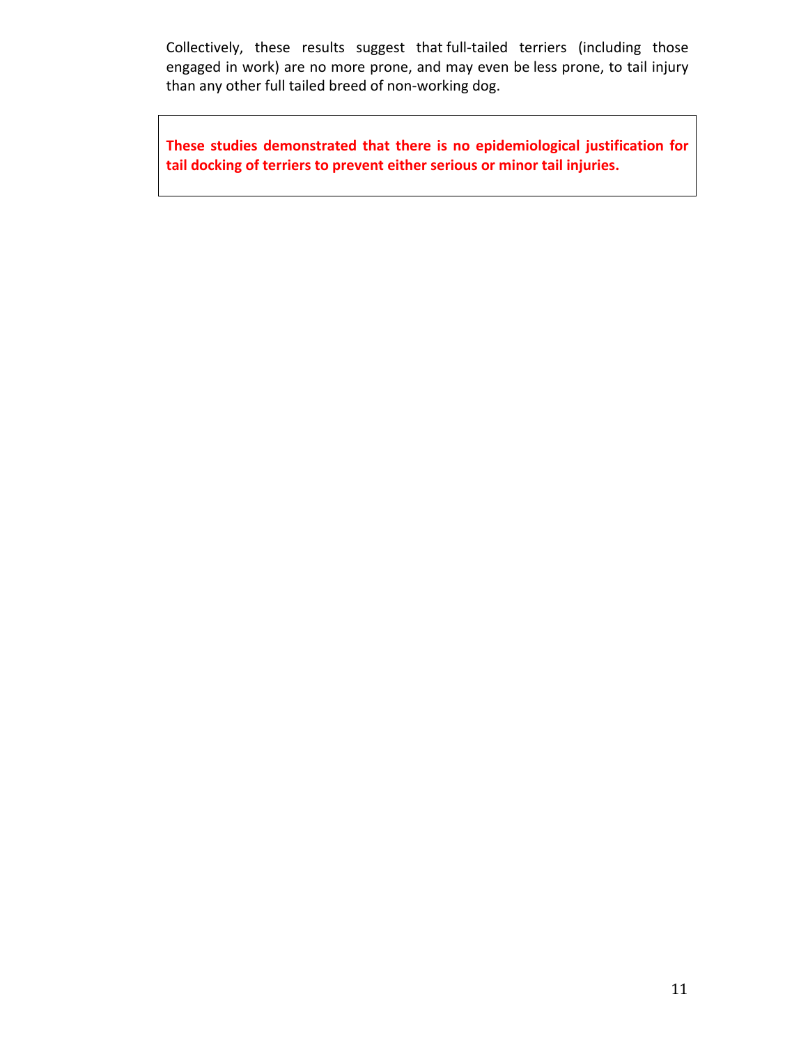Collectively, these results suggest that full-tailed terriers (including those engaged in work) are no more prone, and may even be less prone, to tail injury than any other full tailed breed of non-working dog.

> **These studies demonstrated that there is no epidemiological justification for tail docking of terriers to prevent either serious or minor tail injuries.**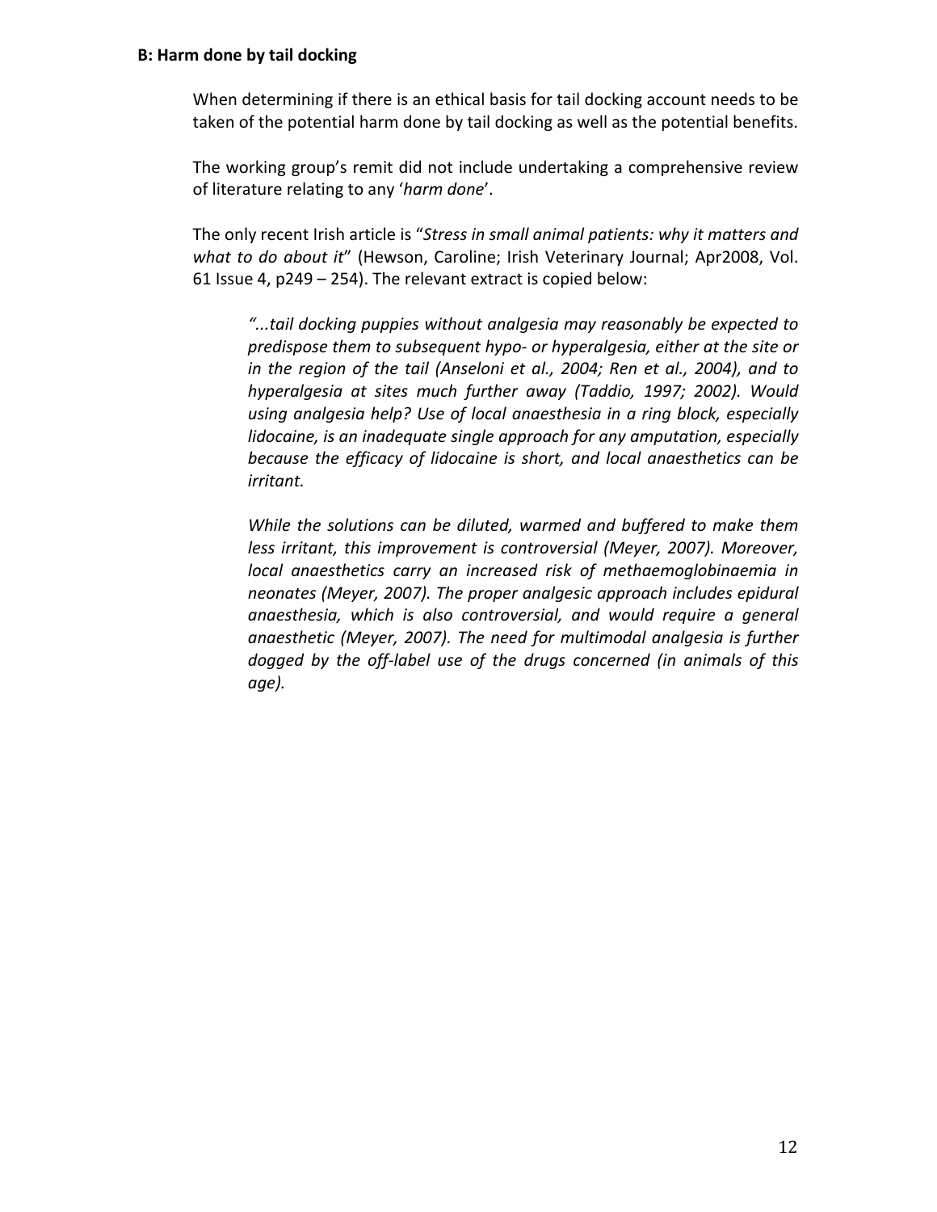### B: Harm done by tail docking

When determining if there is an ethical basis for tail docking account needs to be taken of the potential harm done by tail docking as well as the potential benefits.

The working group's remit did not include undertaking a comprehensive review of literature relating to any '*harm done*'.

The only recent Irish article is "*Stress in small animal patients: why it matters and what to do about it*" (Hewson, Caroline; Irish Veterinary Journal; Apr2008, Vol. 61 Issue 4, p249 – 254). The relevant extract is copied below:

> *"...tail docking puppies without analgesia may reasonably be expected to predispose them to subsequent hypo- or hyperalgesia, either at the site or in the region of the tail (Anseloni et al., 2004; Ren et al., 2004), and to hyperalgesia at sites much further away (Taddio, 1997; 2002). Would using analgesia help? Use of local anaesthesia in a ring block, especially lidocaine, is an inadequate single approach for any amputation, especially because the efficacy of lidocaine is short, and local anaesthetics can be irritant.*
>
> *While the solutions can be diluted, warmed and buffered to make them less irritant, this improvement is controversial (Meyer, 2007). Moreover, local anaesthetics carry an increased risk of methaemoglobinaemia in neonates (Meyer, 2007). The proper analgesic approach includes epidural anaesthesia, which is also controversial, and would require a general anaesthetic (Meyer, 2007). The need for multimodal analgesia is further dogged by the off-label use of the drugs concerned (in animals of this age).*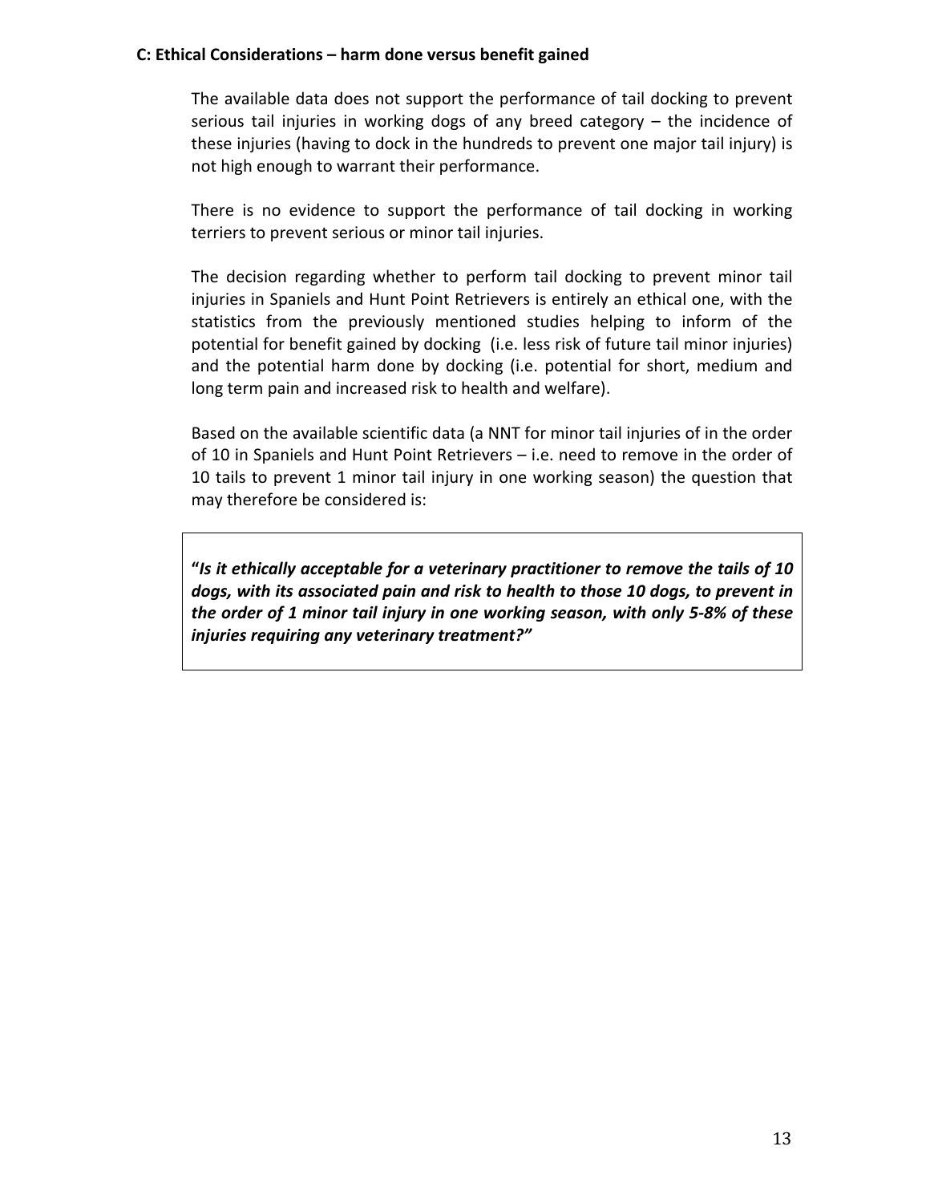### C: Ethical Considerations – harm done versus benefit gained

The available data does not support the performance of tail docking to prevent serious tail injuries in working dogs of any breed category – the incidence of these injuries (having to dock in the hundreds to prevent one major tail injury) is not high enough to warrant their performance.

There is no evidence to support the performance of tail docking in working terriers to prevent serious or minor tail injuries.

The decision regarding whether to perform tail docking to prevent minor tail injuries in Spaniels and Hunt Point Retrievers is entirely an ethical one, with the statistics from the previously mentioned studies helping to inform of the potential for benefit gained by docking (i.e. less risk of future tail minor injuries) and the potential harm done by docking (i.e. potential for short, medium and long term pain and increased risk to health and welfare).

Based on the available scientific data (a NNT for minor tail injuries of in the order of 10 in Spaniels and Hunt Point Retrievers – i.e. need to remove in the order of 10 tails to prevent 1 minor tail injury in one working season) the question that may therefore be considered is:

> **"*Is it ethically acceptable for a veterinary practitioner to remove the tails of 10 dogs, with its associated pain and risk to health to those 10 dogs, to prevent in the order of 1 minor tail injury in one working season, with only 5-8% of these injuries requiring any veterinary treatment?"***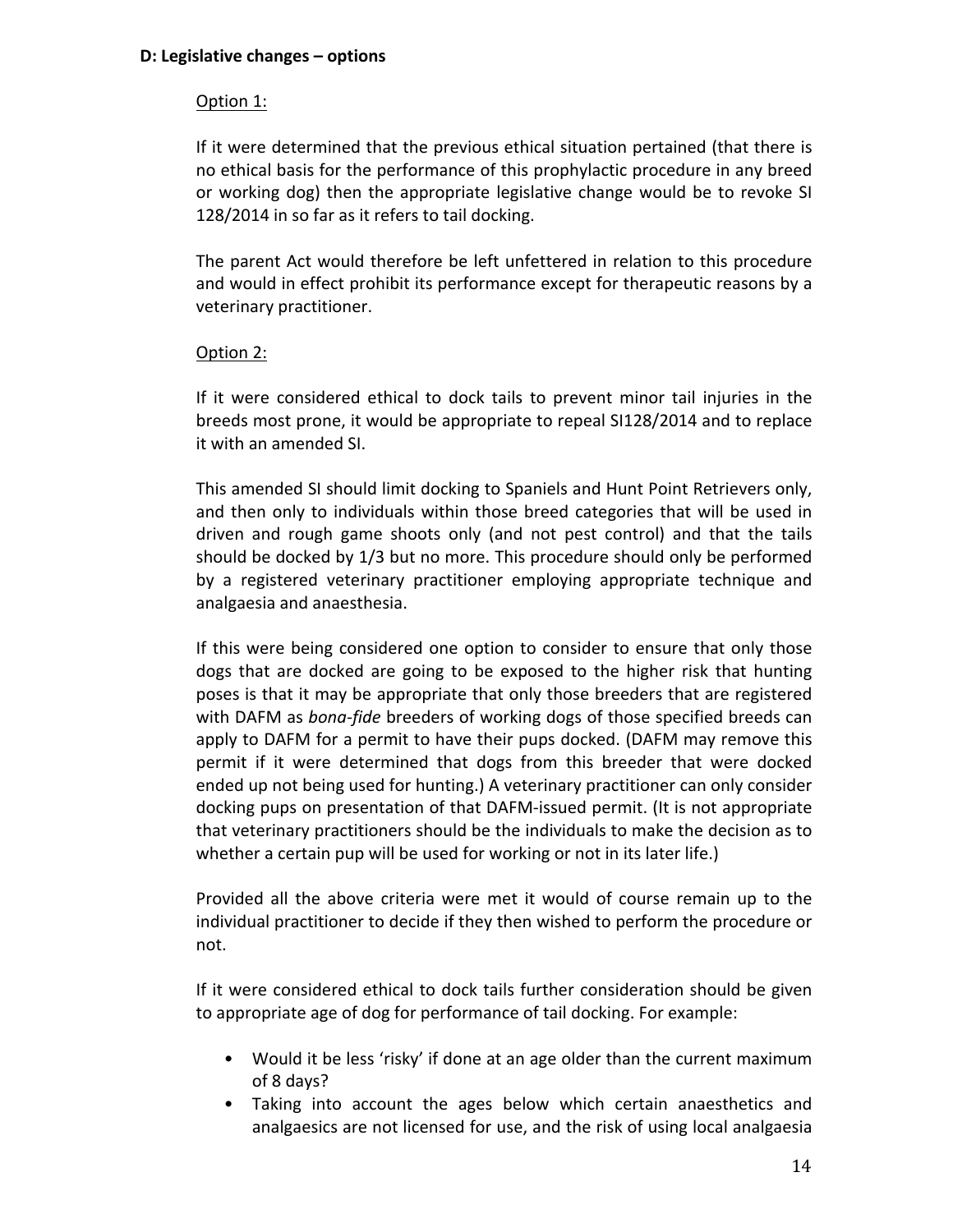### D: Legislative changes – options

Option 1:

If it were determined that the previous ethical situation pertained (that there is no ethical basis for the performance of this prophylactic procedure in any breed or working dog) then the appropriate legislative change would be to revoke SI 128/2014 in so far as it refers to tail docking.

The parent Act would therefore be left unfettered in relation to this procedure and would in effect prohibit its performance except for therapeutic reasons by a veterinary practitioner.

Option 2:

If it were considered ethical to dock tails to prevent minor tail injuries in the breeds most prone, it would be appropriate to repeal SI128/2014 and to replace it with an amended SI.

This amended SI should limit docking to Spaniels and Hunt Point Retrievers only, and then only to individuals within those breed categories that will be used in driven and rough game shoots only (and not pest control) and that the tails should be docked by 1/3 but no more. This procedure should only be performed by a registered veterinary practitioner employing appropriate technique and analgaesia and anaesthesia.

If this were being considered one option to consider to ensure that only those dogs that are docked are going to be exposed to the higher risk that hunting poses is that it may be appropriate that only those breeders that are registered with DAFM as *bona-fide* breeders of working dogs of those specified breeds can apply to DAFM for a permit to have their pups docked. (DAFM may remove this permit if it were determined that dogs from this breeder that were docked ended up not being used for hunting.) A veterinary practitioner can only consider docking pups on presentation of that DAFM-issued permit. (It is not appropriate that veterinary practitioners should be the individuals to make the decision as to whether a certain pup will be used for working or not in its later life.)

Provided all the above criteria were met it would of course remain up to the individual practitioner to decide if they then wished to perform the procedure or not.

If it were considered ethical to dock tails further consideration should be given to appropriate age of dog for performance of tail docking. For example:

- Would it be less 'risky' if done at an age older than the current maximum of 8 days?
- Taking into account the ages below which certain anaesthetics and analgaesics are not licensed for use, and the risk of using local analgaesia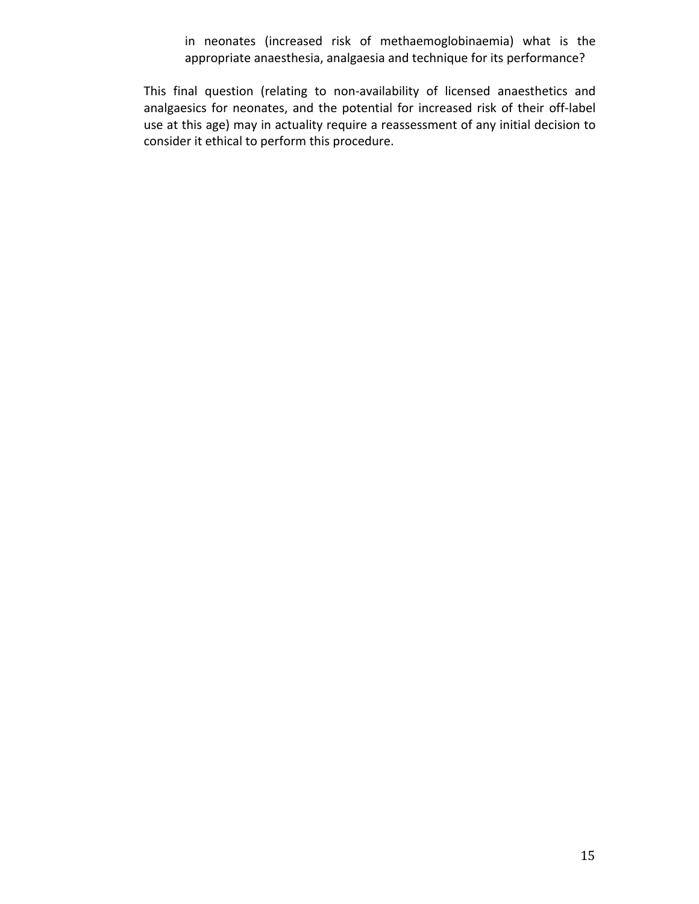in neonates (increased risk of methaemoglobinaemia) what is the appropriate anaesthesia, analgaesia and technique for its performance?

This final question (relating to non-availability of licensed anaesthetics and analgaesics for neonates, and the potential for increased risk of their off-label use at this age) may in actuality require a reassessment of any initial decision to consider it ethical to perform this procedure.